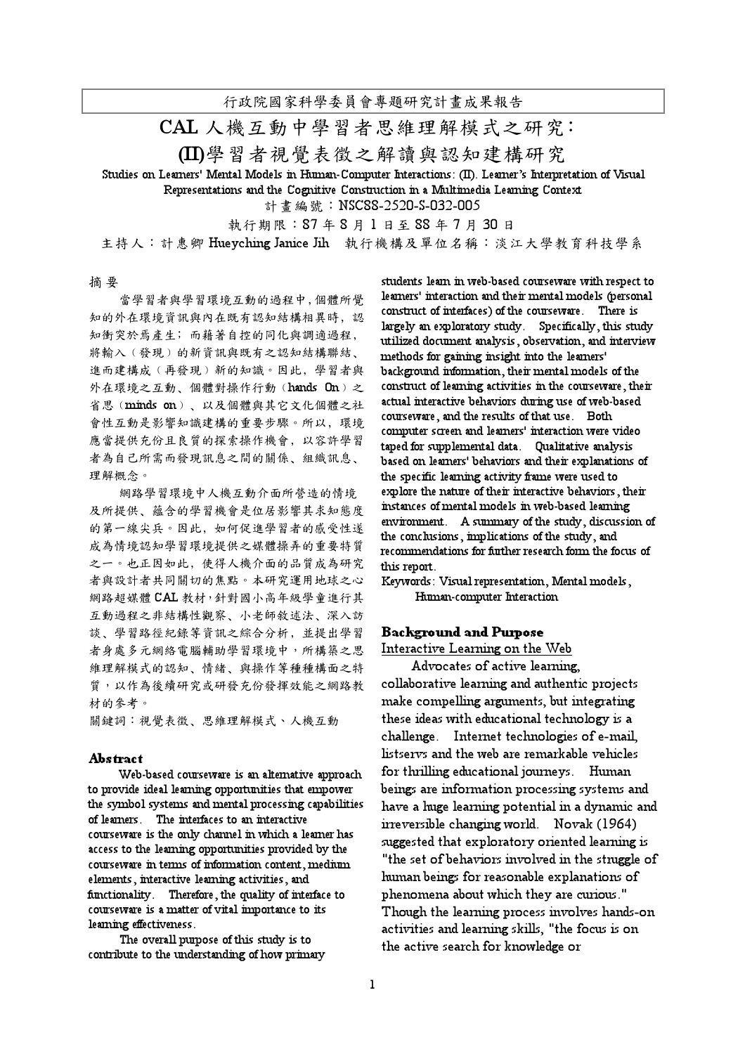行政院國家科學委員會專題研究計畫成果報告

# CAL 人機互動中學習者思維理解模式之研究：(II)學習者視覺表徵之解讀與認知建構研究

Studies on Learners' Mental Models in Human-Computer Interactions: (II). Learner's Interpretation of Visual Representations and the Cognitive Construction in a Multimedia Learning Context

計畫編號：NSC88-2520-S-032-005

執行期限：87 年 8 月 1 日至 88 年 7 月 30 日

主持人：計惠卿 Hueyching Janice Jih　執行機構及單位名稱：淡江大學教育科技學系

## 摘要

當學習者與學習環境互動的過程中，個體所覺知的外在環境資訊與內在既有認知結構相異時，認知衝突於焉產生；而藉著自控的同化與調適過程，將輸入（發現）的新資訊與既有之認知結構聯結、進而建構成（再發現）新的知識。因此，學習者與外在環境之互動、個體對操作行動（hands On）之省思（minds on）、以及個體與其它文化個體之社會性互動是影響知識建構的重要步驟。所以，環境應當提供充份且良質的探索操作機會，以容許學習者為自己所需而發現訊息之間的關係、組織訊息、理解概念。

網路學習環境中人機互動介面所營造的情境及所提供、蘊含的學習機會是位居影響其求知態度的第一線尖兵。因此，如何促進學習者的感受性遂成為情境認知學習環境提供之媒體操弄的重要特質之一。也正因如此，使得人機介面的品質成為研究者與設計者共同關切的焦點。本研究運用地球之心網路超媒體 CAL 教材，針對國小高年級學童進行其互動過程之非結構性觀察、小老師敘述法、深入訪談、學習路徑紀錄等資訊之綜合分析，並提出學習者身處多元網路電腦輔助學習環境中，所構築之思維理解模式的認知、情緒、與操作等種種構面之特質，以作為後續研究或研發充份發揮效能之網路教材的參考。

關鍵詞：視覺表徵、思維理解模式、人機互動

## Abstract

Web-based courseware is an alternative approach to provide ideal learning opportunities that empower the symbol systems and mental processing capabilities of learners. The interfaces to an interactive courseware is the only channel in which a learner has access to the learning opportunities provided by the courseware in terms of information content, medium elements, interactive learning activities, and functionality. Therefore, the quality of interface to courseware is a matter of vital importance to its learning effectiveness.

The overall purpose of this study is to contribute to the understanding of how primary students learn in web-based courseware with respect to learners' interaction and their mental models (personal construct of interfaces) of the courseware. There is largely an exploratory study. Specifically, this study utilized document analysis, observation, and interview methods for gaining insight into the learners' background information, their mental models of the construct of learning activities in the courseware, their actual interactive behaviors during use of web-based courseware, and the results of that use. Both computer screen and learners' interaction were video taped for supplemental data. Qualitative analysis based on learners' behaviors and their explanations of the specific learning activity frame were used to explore the nature of their interactive behaviors, their instances of mental models in web-based learning environment. A summary of the study, discussion of the conclusions, implications of the study, and recommendations for further research form the focus of this report.

Keywords: Visual representation, Mental models, Human-computer Interaction

## Background and Purpose

Interactive Learning on the Web

Advocates of active learning, collaborative learning and authentic projects make compelling arguments, but integrating these ideas with educational technology is a challenge. Internet technologies of e-mail, listservs and the web are remarkable vehicles for thrilling educational journeys. Human beings are information processing systems and have a huge learning potential in a dynamic and irreversible changing world. Novak (1964) suggested that exploratory oriented learning is "the set of behaviors involved in the struggle of human beings for reasonable explanations of phenomena about which they are curious." Though the learning process involves hands-on activities and learning skills, "the focus is on the active search for knowledge or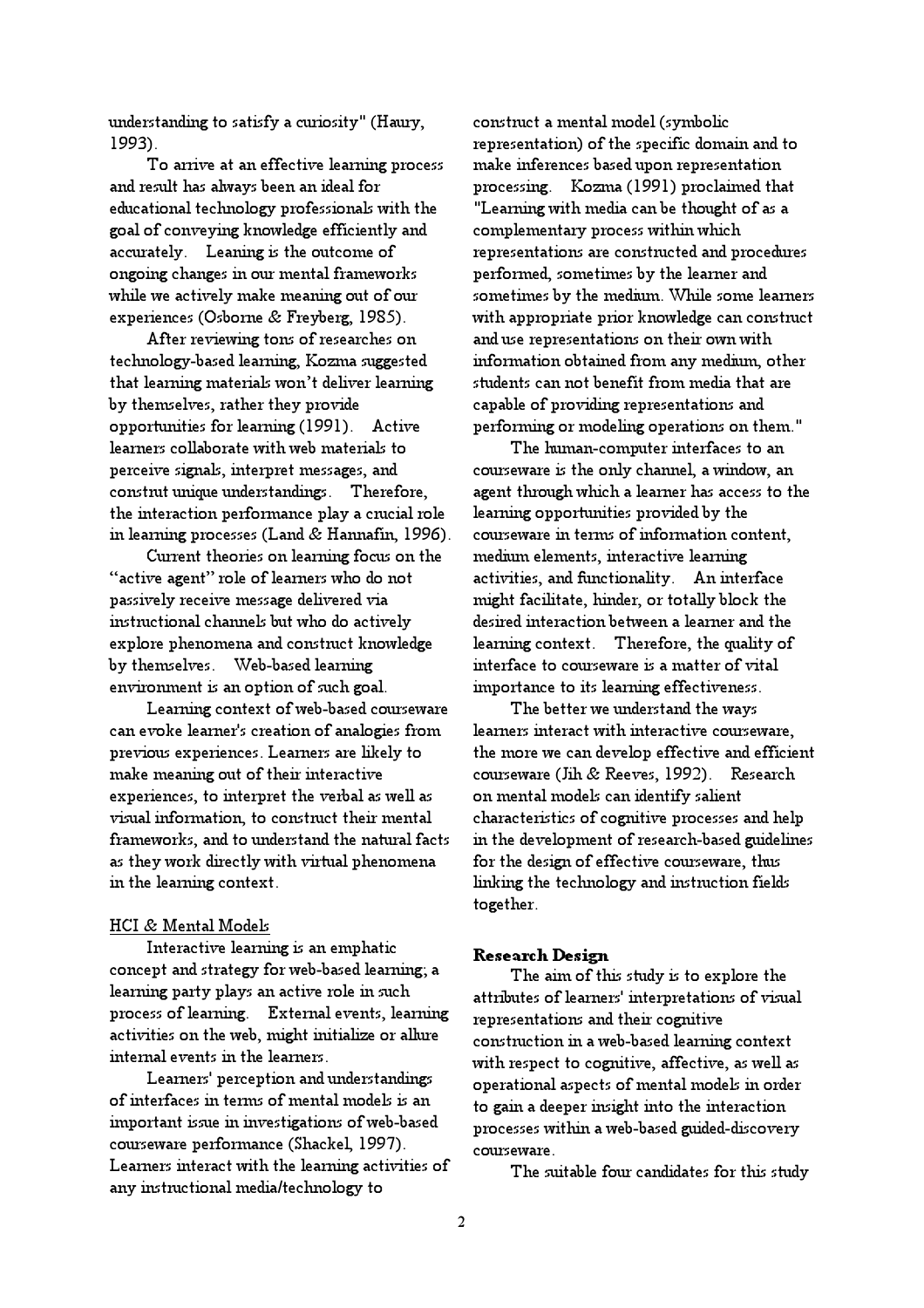understanding to satisfy a curiosity" (Haury, 1993).

To arrive at an effective learning process and result has always been an ideal for educational technology professionals with the goal of conveying knowledge efficiently and accurately. Leaning is the outcome of ongoing changes in our mental frameworks while we actively make meaning out of our experiences (Osborne & Freyberg, 1985).

After reviewing tons of researches on technology-based learning, Kozma suggested that learning materials won't deliver learning by themselves, rather they provide opportunities for learning (1991). Active learners collaborate with web materials to perceive signals, interpret messages, and construt unique understandings. Therefore, the interaction performance play a crucial role in learning processes (Land & Hannafin, 1996).

Current theories on learning focus on the "active agent" role of learners who do not passively receive message delivered via instructional channels but who do actively explore phenomena and construct knowledge by themselves. Web-based learning environment is an option of such goal.

Learning context of web-based courseware can evoke learner's creation of analogies from previous experiences. Learners are likely to make meaning out of their interactive experiences, to interpret the verbal as well as visual information, to construct their mental frameworks, and to understand the natural facts as they work directly with virtual phenomena in the learning context.

<u>HCI & Mental Models</u>

Interactive learning is an emphatic concept and strategy for web-based learning; a learning party plays an active role in such process of learning. External events, learning activities on the web, might initialize or allure internal events in the learners.

Learners' perception and understandings of interfaces in terms of mental models is an important issue in investigations of web-based courseware performance (Shackel, 1997). Learners interact with the learning activities of any instructional media/technology to construct a mental model (symbolic representation) of the specific domain and to make inferences based upon representation processing. Kozma (1991) proclaimed that "Learning with media can be thought of as a complementary process within which representations are constructed and procedures performed, sometimes by the learner and sometimes by the medium. While some learners with appropriate prior knowledge can construct and use representations on their own with information obtained from any medium, other students can not benefit from media that are capable of providing representations and performing or modeling operations on them."

The human-computer interfaces to an courseware is the only channel, a window, an agent through which a learner has access to the learning opportunities provided by the courseware in terms of information content, medium elements, interactive learning activities, and functionality. An interface might facilitate, hinder, or totally block the desired interaction between a learner and the learning context. Therefore, the quality of interface to courseware is a matter of vital importance to its learning effectiveness.

The better we understand the ways learners interact with interactive courseware, the more we can develop effective and efficient courseware (Jih & Reeves, 1992). Research on mental models can identify salient characteristics of cognitive processes and help in the development of research-based guidelines for the design of effective courseware, thus linking the technology and instruction fields together.

**Research Design**

The aim of this study is to explore the attributes of learners' interpretations of visual representations and their cognitive construction in a web-based learning context with respect to cognitive, affective, as well as operational aspects of mental models in order to gain a deeper insight into the interaction processes within a web-based guided-discovery courseware.

The suitable four candidates for this study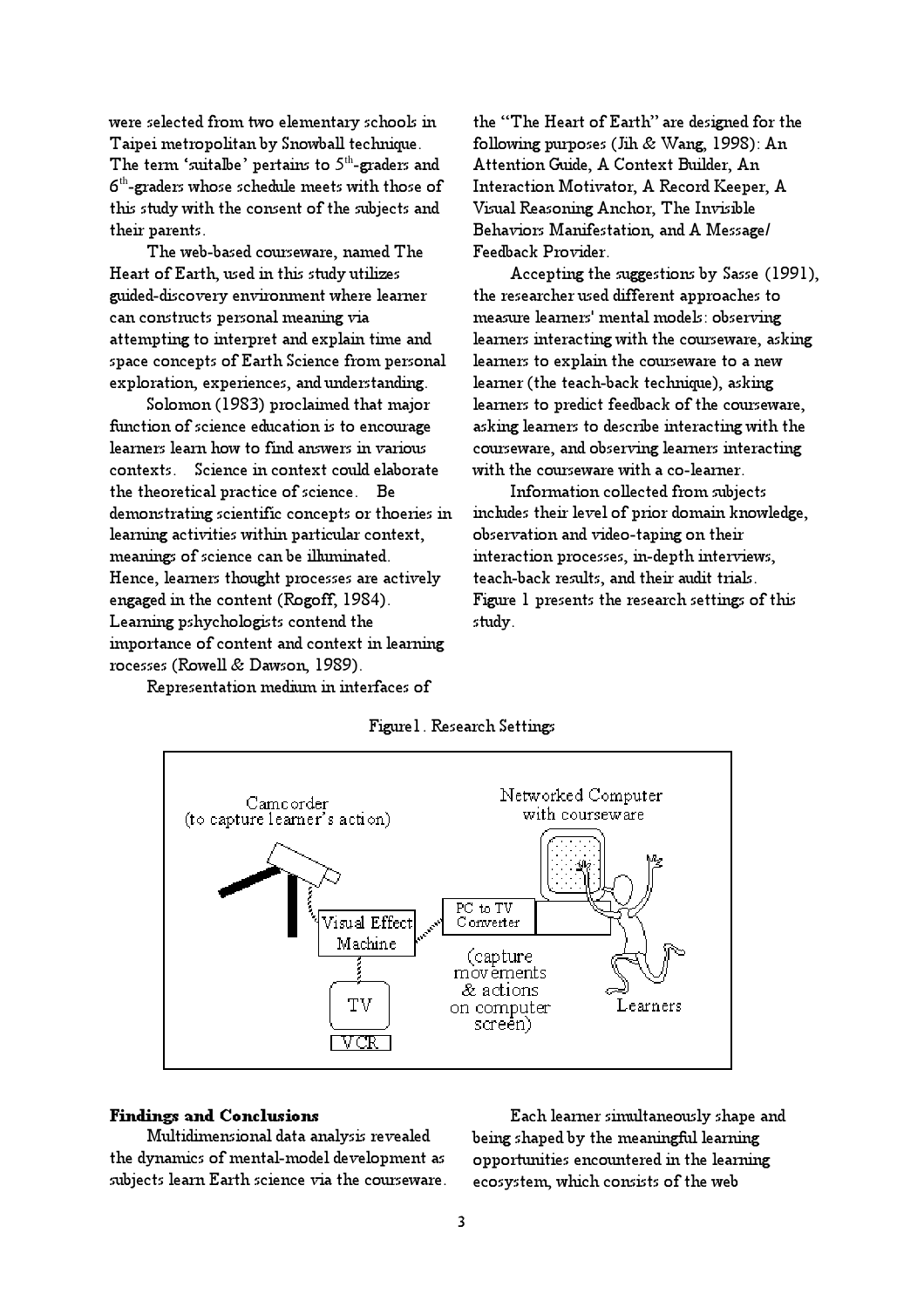were selected from two elementary schools in Taipei metropolitan by Snowball technique. The term 'suitalbe' pertains to 5th-graders and 6th-graders whose schedule meets with those of this study with the consent of the subjects and their parents.

The web-based courseware, named The Heart of Earth, used in this study utilizes guided-discovery environment where learner can constructs personal meaning via attempting to interpret and explain time and space concepts of Earth Science from personal exploration, experiences, and understanding.

Solomon (1983) proclaimed that major function of science education is to encourage learners learn how to find answers in various contexts. Science in context could elaborate the theoretical practice of science. Be demonstrating scientific concepts or thoeries in learning activities within particular context, meanings of science can be illuminated. Hence, learners thought processes are actively engaged in the content (Rogoff, 1984). Learning pshychologists contend the importance of content and context in learning rocesses (Rowell & Dawson, 1989).

Representation medium in interfaces of the "The Heart of Earth" are designed for the following purposes (Jih & Wang, 1998): An Attention Guide, A Context Builder, An Interaction Motivator, A Record Keeper, A Visual Reasoning Anchor, The Invisible Behaviors Manifestation, and A Message/ Feedback Provider.

Accepting the suggestions by Sasse (1991), the researcher used different approaches to measure learners' mental models: observing learners interacting with the courseware, asking learners to explain the courseware to a new learner (the teach-back technique), asking learners to predict feedback of the courseware, asking learners to describe interacting with the courseware, and observing learners interacting with the courseware with a co-learner.

Information collected from subjects includes their level of prior domain knowledge, observation and video-taping on their interaction processes, in-depth interviews, teach-back results, and their audit trials. Figure 1 presents the research settings of this study.

Figure1. Research Settings

Camcorder (to capture learner's action)

Networked Computer with courseware

Visual Effect Machine

PC to TV Converter

(capture movements & actions on computer screen)

TV

VCR

Learners

**Findings and Conclusions**

Multidimensional data analysis revealed the dynamics of mental-model development as subjects learn Earth science via the courseware.

Each learner simultaneously shape and being shaped by the meaningful learning opportunities encountered in the learning ecosystem, which consists of the web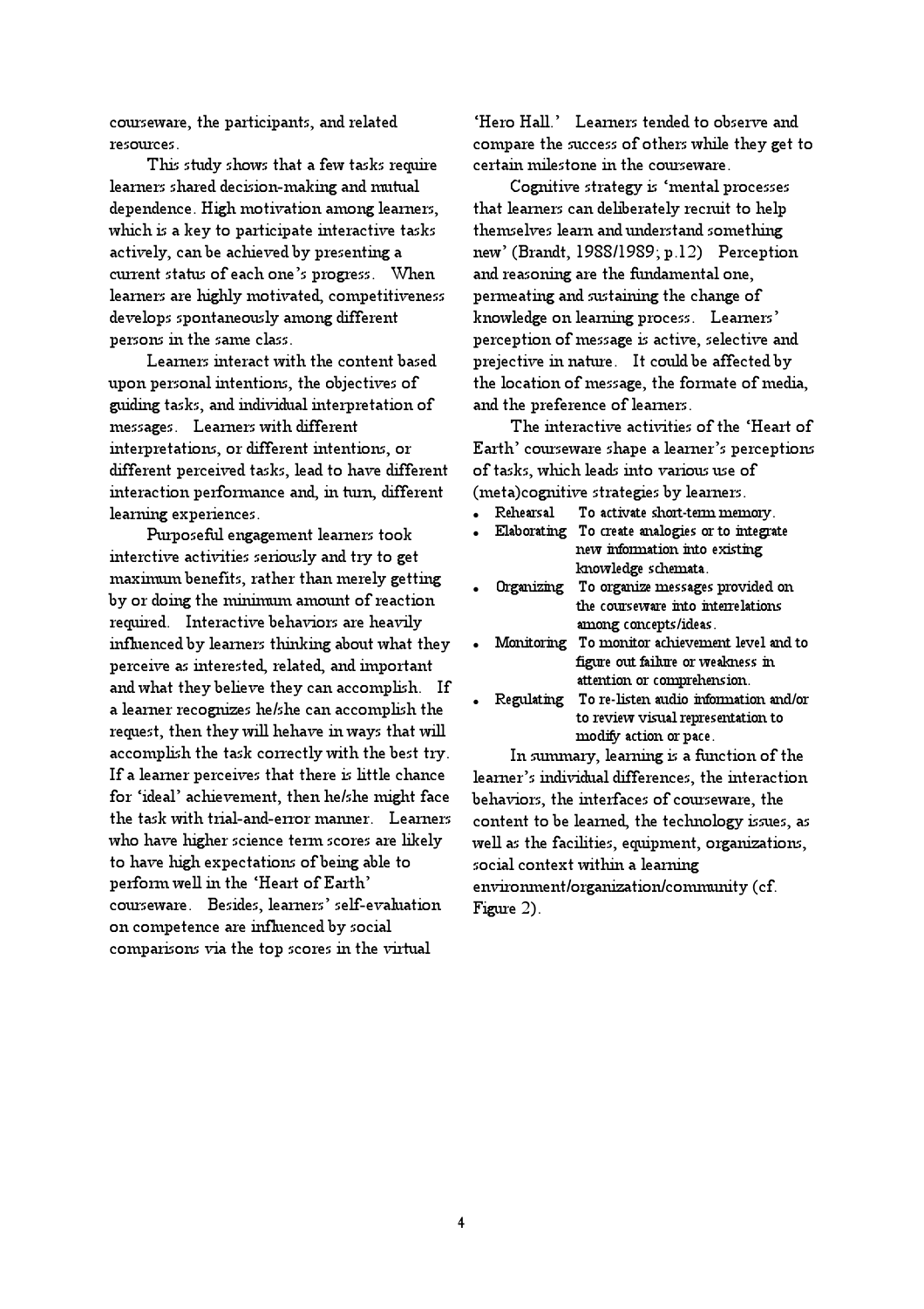courseware, the participants, and related resources.

This study shows that a few tasks require learners shared decision-making and mutual dependence. High motivation among learners, which is a key to participate interactive tasks actively, can be achieved by presenting a current status of each one's progress. When learners are highly motivated, competitiveness develops spontaneously among different persons in the same class.

Learners interact with the content based upon personal intentions, the objectives of guiding tasks, and individual interpretation of messages. Learners with different interpretations, or different intentions, or different perceived tasks, lead to have different interaction performance and, in turn, different learning experiences.

Purposeful engagement learners took interctive activities seriously and try to get maximum benefits, rather than merely getting by or doing the minimum amount of reaction required. Interactive behaviors are heavily influenced by learners thinking about what they perceive as interested, related, and important and what they believe they can accomplish. If a learner recognizes he/she can accomplish the request, then they will hehave in ways that will accomplish the task correctly with the best try. If a learner perceives that there is little chance for 'ideal' achievement, then he/she might face the task with trial-and-error manner. Learners who have higher science term scores are likely to have high expectations of being able to perform well in the 'Heart of Earth' courseware. Besides, learners' self-evaluation on competence are influenced by social comparisons via the top scores in the virtual 'Hero Hall.' Learners tended to observe and compare the success of others while they get to certain milestone in the courseware.

Cognitive strategy is 'mental processes that learners can deliberately recruit to help themselves learn and understand something new' (Brandt, 1988/1989; p.12) Perception and reasoning are the fundamental one, permeating and sustaining the change of knowledge on learning process. Learners' perception of message is active, selective and prejective in nature. It could be affected by the location of message, the formate of media, and the preference of learners.

The interactive activities of the 'Heart of Earth' courseware shape a learner's perceptions of tasks, which leads into various use of (meta)cognitive strategies by learners.

- Rehearsal To activate short-term memory.
- Elaborating To create analogies or to integrate new information into existing knowledge schemata.
- Organizing To organize messages provided on the courseware into interrelations among concepts/ideas.
- Monitoring To monitor achievement level and to figure out failure or weakness in attention or comprehension.
- Regulating To re-listen audio information and/or to review visual representation to modify action or pace.

In summary, learning is a function of the learner's individual differences, the interaction behaviors, the interfaces of courseware, the content to be learned, the technology issues, as well as the facilities, equipment, organizations, social context within a learning environment/organization/community (cf. Figure 2).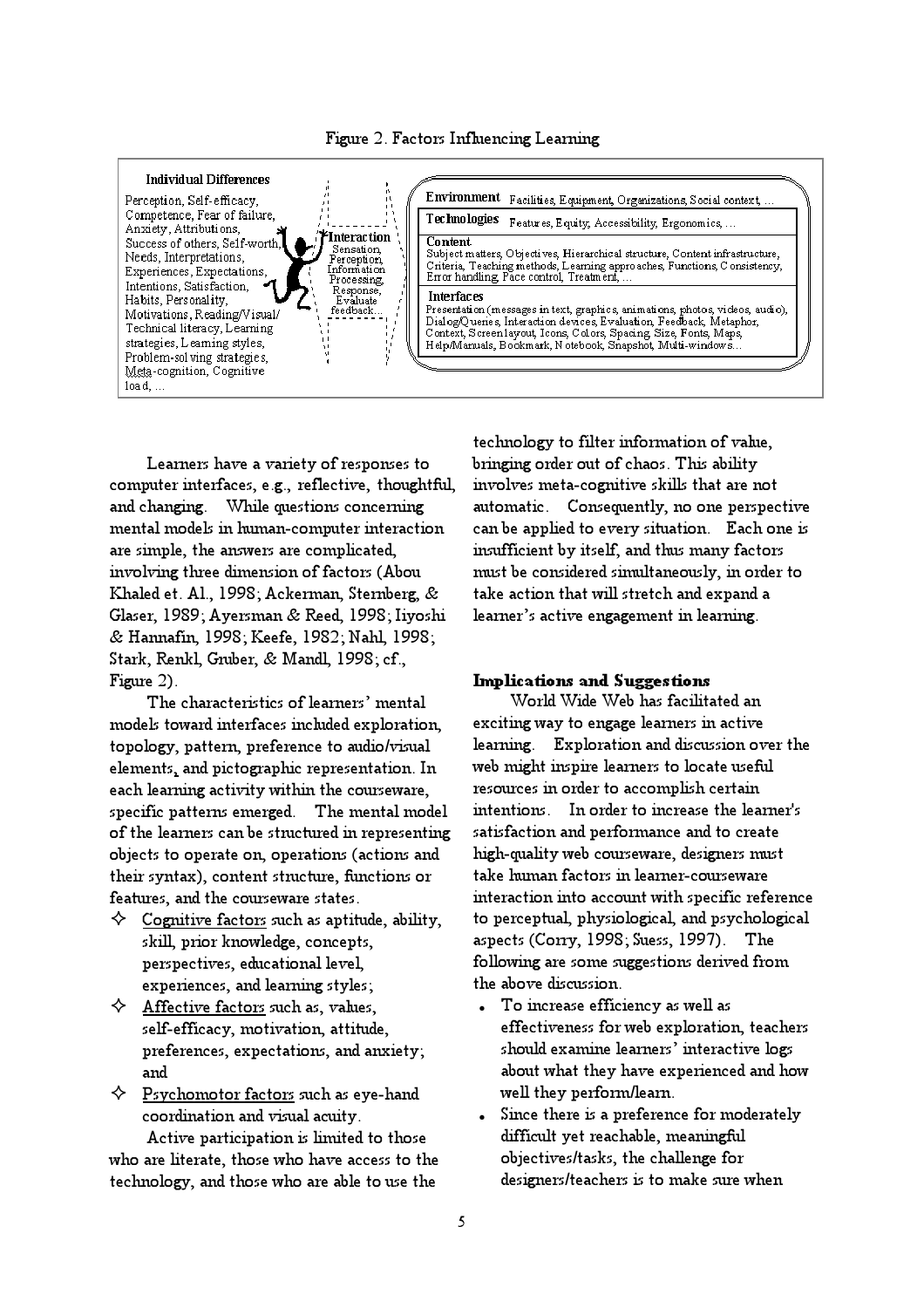Figure 2. Factors Influencing Learning

**Individual Differences**

Perception, Self-efficacy, Competence, Fear of failure, Anxiety, Attributions, Success of others, Self-worth, Needs, Interpretations, Experiences, Expectations, Intentions, Satisfaction, Habits, Personality, Motivations, Reading/Visual/ Technical literacy, Learning strategies, Learning styles, Problem-solving strategies, Meta-cognition, Cognitive load, ...

**Interaction**

Sensation, Perception, Information Processing, Response, Evaluate feedback...

**Environment** Facilities, Equipment, Organizations, Social context, ...

**Technologies** Features, Equity, Accessibility, Ergonomics, ...

**Content**
Subject matters, Objectives, Hierarchical structure, Content infrastructure, Criteria, Teaching methods, Learning approaches, Functions, Consistency, Error handling, Pace control, Treatment, ...

**Interfaces**
Presentation (messages in text, graphics, animations, photos, videos, audio), Dialog/Queries, Interaction devices, Evaluation, Feedback, Metaphor, Context, Screen layout, Icons, Colors, Spacing, Size, Fonts, Maps, Help/Manuals, Bookmark, Notebook, Snapshot, Multi-windows...

Learners have a variety of responses to computer interfaces, e.g., reflective, thoughtful, and changing. While questions concerning mental models in human-computer interaction are simple, the answers are complicated, involving three dimension of factors (Abou Khaled et. Al., 1998; Ackerman, Sternberg, & Glaser, 1989; Ayersman & Reed, 1998; Iiyoshi & Hannafin, 1998; Keefe, 1982; Nahl, 1998; Stark, Renkl, Gruber, & Mandl, 1998; cf., Figure 2).

The characteristics of learners' mental models toward interfaces included exploration, topology, pattern, preference to audio/visual elements, and pictographic representation. In each learning activity within the courseware, specific patterns emerged. The mental model of the learners can be structured in representing objects to operate on, operations (actions and their syntax), content structure, functions or features, and the courseware states.

- Cognitive factors such as aptitude, ability, skill, prior knowledge, concepts, perspectives, educational level, experiences, and learning styles;
- Affective factors such as, values, self-efficacy, motivation, attitude, preferences, expectations, and anxiety; and
- Psychomotor factors such as, eye-hand coordination and visual acuity.

Active participation is limited to those who are literate, those who have access to the technology, and those who are able to use the technology to filter information of value, bringing order out of chaos. This ability involves meta-cognitive skills that are not automatic. Consequently, no one perspective can be applied to every situation. Each one is insufficient by itself, and thus many factors must be considered simultaneously, in order to take action that will stretch and expand a learner's active engagement in learning.

## Implications and Suggestions

World Wide Web has facilitated an exciting way to engage learners in active learning. Exploration and discussion over the web might inspire learners to locate useful resources in order to accomplish certain intentions. In order to increase the learner's satisfaction and performance and to create high-quality web courseware, designers must take human factors in learner-courseware interaction into account with specific reference to perceptual, physiological, and psychological aspects (Corry, 1998; Suess, 1997). The following are some suggestions derived from the above discussion.

- To increase efficiency as well as effectiveness for web exploration, teachers should examine learners' interactive logs about what they have experienced and how well they perform/learn.
- Since there is a preference for moderately difficult yet reachable, meaningful objectives/tasks, the challenge for designers/teachers is to make sure when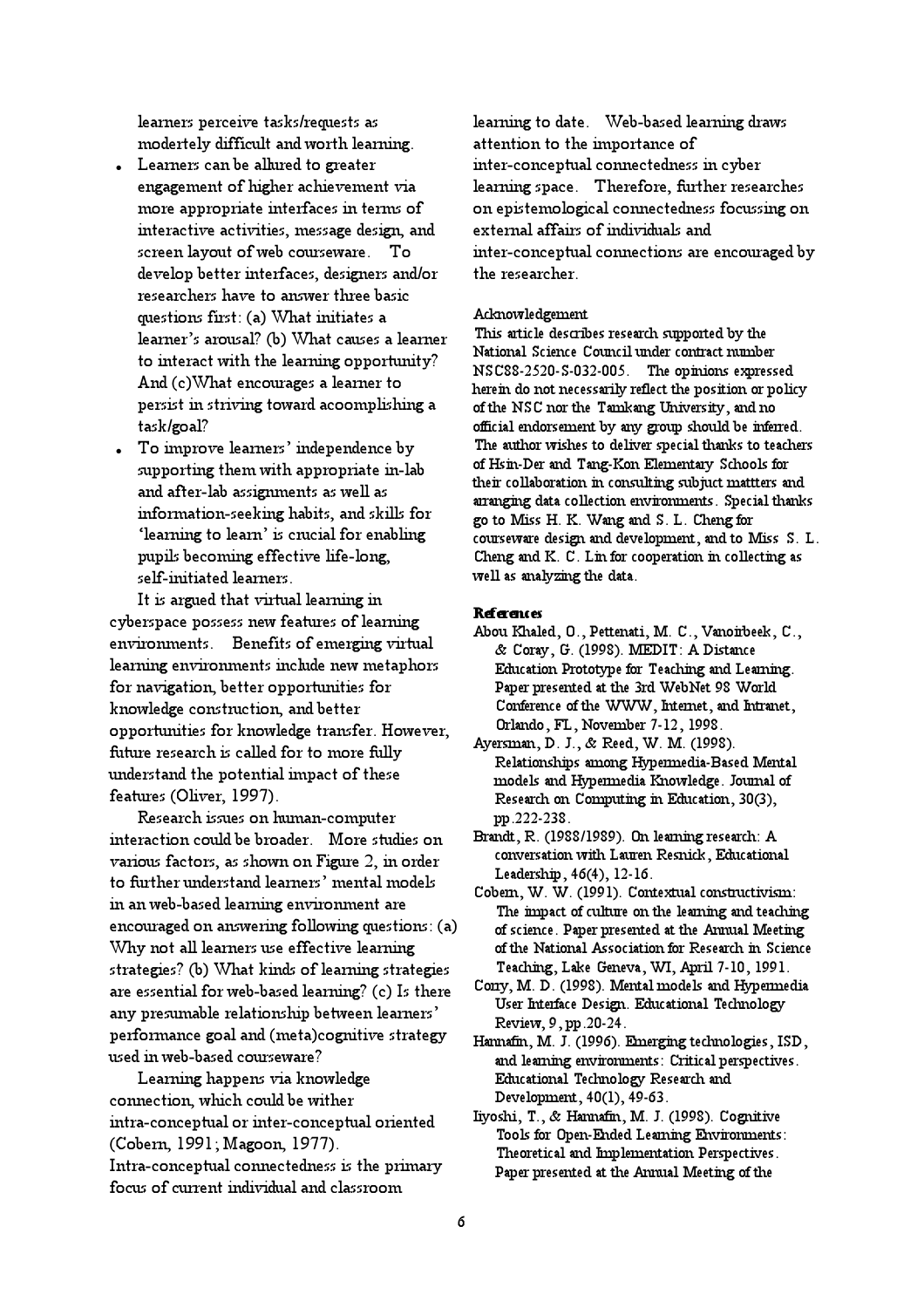learners perceive tasks/requests as modertely difficult and worth learning.

- Learners can be allured to greater engagement of higher achievement via more appropriate interfaces in terms of interactive activities, message design, and screen layout of web courseware. To develop better interfaces, designers and/or researchers have to answer three basic questions first: (a) What initiates a learner's arousal? (b) What causes a learner to interact with the learning opportunity? And (c)What encourages a learner to persist in striving toward acoomplishing a task/goal?
- To improve learners' independence by supporting them with appropriate in-lab and after-lab assignments as well as information-seeking habits, and skills for 'learning to learn' is crucial for enabling pupils becoming effective life-long, self-initiated learners.

It is argued that virtual learning in cyberspace possess new features of learning environments. Benefits of emerging virtual learning environments include new metaphors for navigation, better opportunities for knowledge construction, and better opportunities for knowledge transfer. However, future research is called for to more fully understand the potential impact of these features (Oliver, 1997).

Research issues on human-computer interaction could be broader. More studies on various factors, as shown on Figure 2, in order to further understand learners' mental models in an web-based learning environment are encouraged on answering following questions: (a) Why not all learners use effective learning strategies? (b) What kinds of learning strategies are essential for web-based learning? (c) Is there any presumable relationship between learners' performance goal and (meta)cognitive strategy used in web-based courseware?

Learning happens via knowledge connection, which could be wither intra-conceptual or inter-conceptual oriented (Cobern, 1991; Magoon, 1977). Intra-conceptual connectedness is the primary focus of current individual and classroom learning to date. Web-based learning draws attention to the importance of inter-conceptual connectedness in cyber learning space. Therefore, further researches on epistemological connectedness focussing on external affairs of individuals and inter-conceptual connections are encouraged by the researcher.

Acknowledgement

This article describes research supported by the National Science Council under contract number NSC88-2520-S-032-005. The opinions expressed herein do not necessarily reflect the position or policy of the NSC nor the Tamkang University, and no official endorsement by any group should be inferred. The author wishes to deliver special thanks to teachers of Hsin-Der and Tang-Kon Elementary Schools for their collaboration in consulting subjuct mattters and arranging data collection environments. Special thanks go to Miss H. K. Wang and S. L. Cheng for courseware design and development, and to Miss S. L. Cheng and K. C. Lin for cooperation in collecting as well as analyzing the data.

**References**

Abou Khaled, O., Pettenati, M. C., Vanoirbeek, C., & Coray, G. (1998). MEDIT: A Distance Education Prototype for Teaching and Learning. Paper presented at the 3rd WebNet 98 World Conference of the WWW, Internet, and Intranet, Orlando, FL, November 7-12, 1998.

Ayersman, D. J., & Reed, W. M. (1998). Relationships among Hypermedia-Based Mental models and Hypermedia Knowledge. Journal of Research on Computing in Education, 30(3), pp.222-238.

Brandt, R. (1988/1989). On learning research: A conversation with Lauren Resnick, Educational Leadership, 46(4), 12-16.

Cobern, W. W. (1991). Contextual constructivism: The impact of culture on the learning and teaching of science. Paper presented at the Annual Meeting of the National Association for Research in Science Teaching, Lake Geneva, WI, April 7-10, 1991.

Corry, M. D. (1998). Mental models and Hypermedia User Interface Design. Educational Technology Review, 9, pp.20-24.

Hannafin, M. J. (1996). Emerging technologies, ISD, and learning environments: Critical perspectives. Educational Technology Research and Development, 40(1), 49-63.

Iiyoshi, T., & Hannafin, M. J. (1998). Cognitive Tools for Open-Ended Learning Environments: Theoretical and Implementation Perspectives. Paper presented at the Annual Meeting of the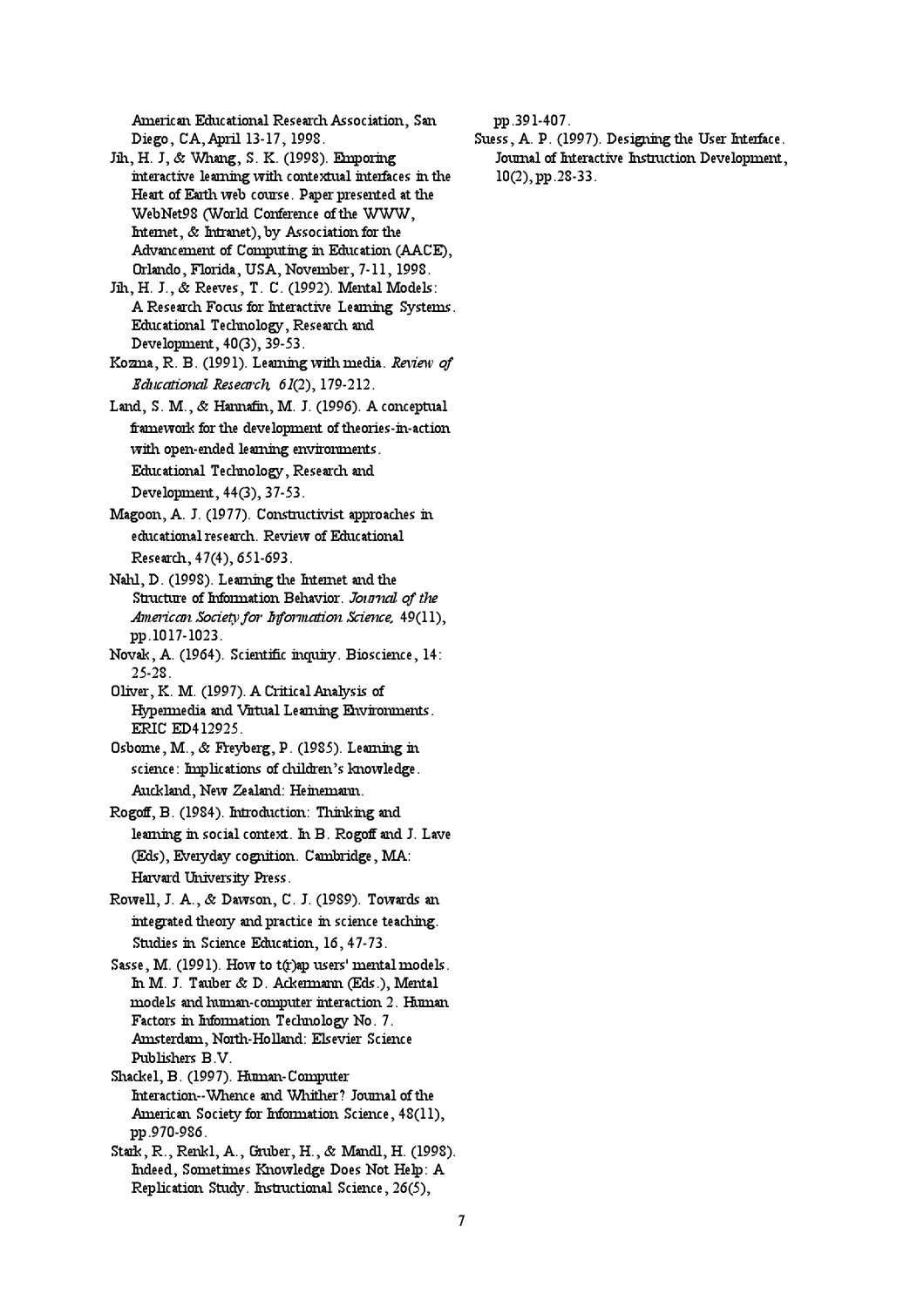American Educational Research Association, San Diego, CA, April 13-17, 1998.

Jih, H. J, & Whang, S. K. (1998). Emporing interactive learning with contextual interfaces in the Heart of Earth web course. Paper presented at the WebNet98 (World Conference of the WWW, Internet, & Intranet), by Association for the Advancement of Computing in Education (AACE), Orlando, Florida, USA, November, 7-11, 1998.

Jih, H. J., & Reeves, T. C. (1992). Mental Models: A Research Focus for Interactive Learning Systems. Educational Technology, Research and Development, 40(3), 39-53.

Kozma, R. B. (1991). Learning with media. *Review of Educational Research, 61*(2), 179-212.

Land, S. M., & Hannafin, M. J. (1996). A conceptual framework for the development of theories-in-action with open-ended learning environments. Educational Technology, Research and Development, 44(3), 37-53.

Magoon, A. J. (1977). Constructivist approaches in educational research. Review of Educational Research, 47(4), 651-693.

Nahl, D. (1998). Learning the Internet and the Structure of Information Behavior. *Journal of the American Society for Information Science,* 49(11), pp.1017-1023.

Novak, A. (1964). Scientific inquiry. Bioscience, 14: 25-28.

Oliver, K. M. (1997). A Critical Analysis of Hypermedia and Virtual Learning Environments. ERIC ED412925.

Osborne, M., & Freyberg, P. (1985). Learning in science: Implications of children's knowledge. Auckland, New Zealand: Heinemann.

Rogoff, B. (1984). Introduction: Thinking and learning in social context. In B. Rogoff and J. Lave (Eds), Everyday cognition. Cambridge, MA: Harvard University Press.

Rowell, J. A., & Dawson, C. J. (1989). Towards an integrated theory and practice in science teaching. Studies in Science Education, 16, 47-73.

Sasse, M. (1991). How to t(r)ap users' mental models. In M. J. Tauber & D. Ackermann (Eds.), Mental models and human-computer interaction 2. Human Factors in Information Technology No. 7. Amsterdam, North-Holland: Elsevier Science Publishers B.V.

Shackel, B. (1997). Human-Computer Interaction--Whence and Whither? Journal of the American Society for Information Science, 48(11), pp.970-986.

Stark, R., Renkl, A., Gruber, H., & Mandl, H. (1998). Indeed, Sometimes Knowledge Does Not Help: A Replication Study. Instructional Science, 26(5), pp.391-407.

Suess, A. P. (1997). Designing the User Interface. Journal of Interactive Instruction Development, 10(2), pp.28-33.